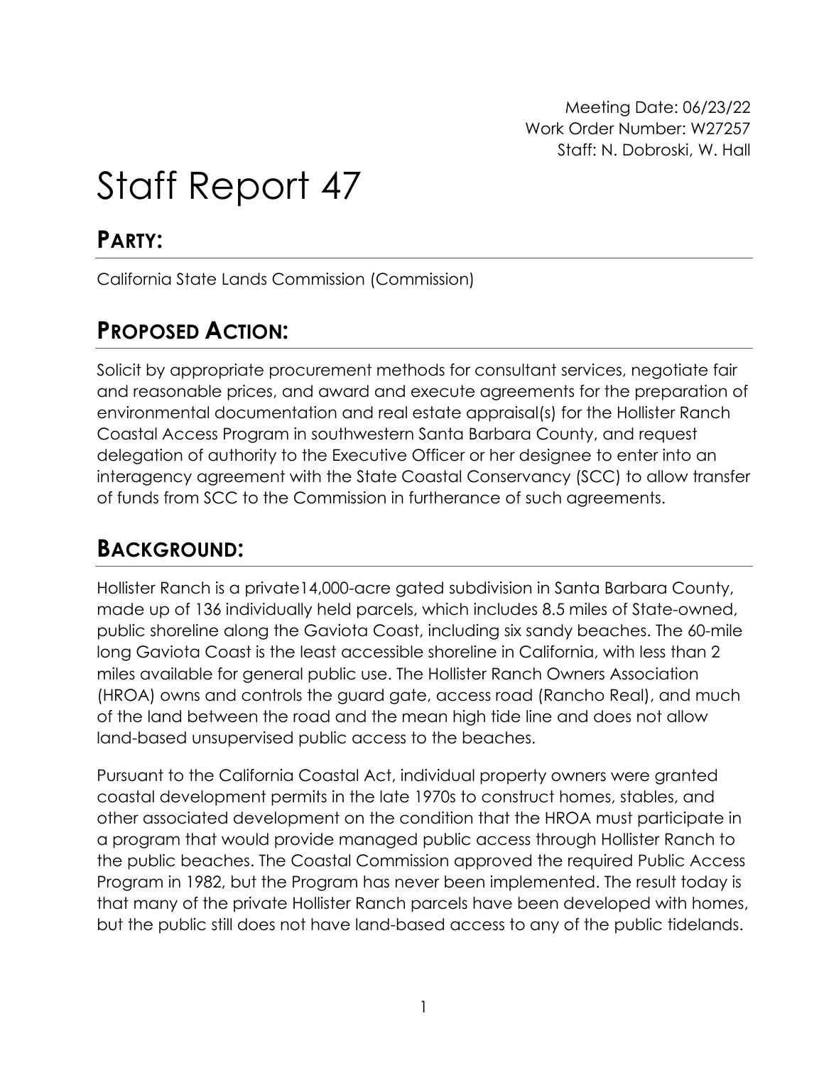Meeting Date: 06/23/22
Work Order Number: W27257
Staff: N. Dobroski, W. Hall

# Staff Report 47

## PARTY:

California State Lands Commission (Commission)

## PROPOSED ACTION:

Solicit by appropriate procurement methods for consultant services, negotiate fair and reasonable prices, and award and execute agreements for the preparation of environmental documentation and real estate appraisal(s) for the Hollister Ranch Coastal Access Program in southwestern Santa Barbara County, and request delegation of authority to the Executive Officer or her designee to enter into an interagency agreement with the State Coastal Conservancy (SCC) to allow transfer of funds from SCC to the Commission in furtherance of such agreements.

## BACKGROUND:

Hollister Ranch is a private14,000-acre gated subdivision in Santa Barbara County, made up of 136 individually held parcels, which includes 8.5 miles of State-owned, public shoreline along the Gaviota Coast, including six sandy beaches. The 60-mile long Gaviota Coast is the least accessible shoreline in California, with less than 2 miles available for general public use. The Hollister Ranch Owners Association (HROA) owns and controls the guard gate, access road (Rancho Real), and much of the land between the road and the mean high tide line and does not allow land-based unsupervised public access to the beaches.

Pursuant to the California Coastal Act, individual property owners were granted coastal development permits in the late 1970s to construct homes, stables, and other associated development on the condition that the HROA must participate in a program that would provide managed public access through Hollister Ranch to the public beaches. The Coastal Commission approved the required Public Access Program in 1982, but the Program has never been implemented. The result today is that many of the private Hollister Ranch parcels have been developed with homes, but the public still does not have land-based access to any of the public tidelands.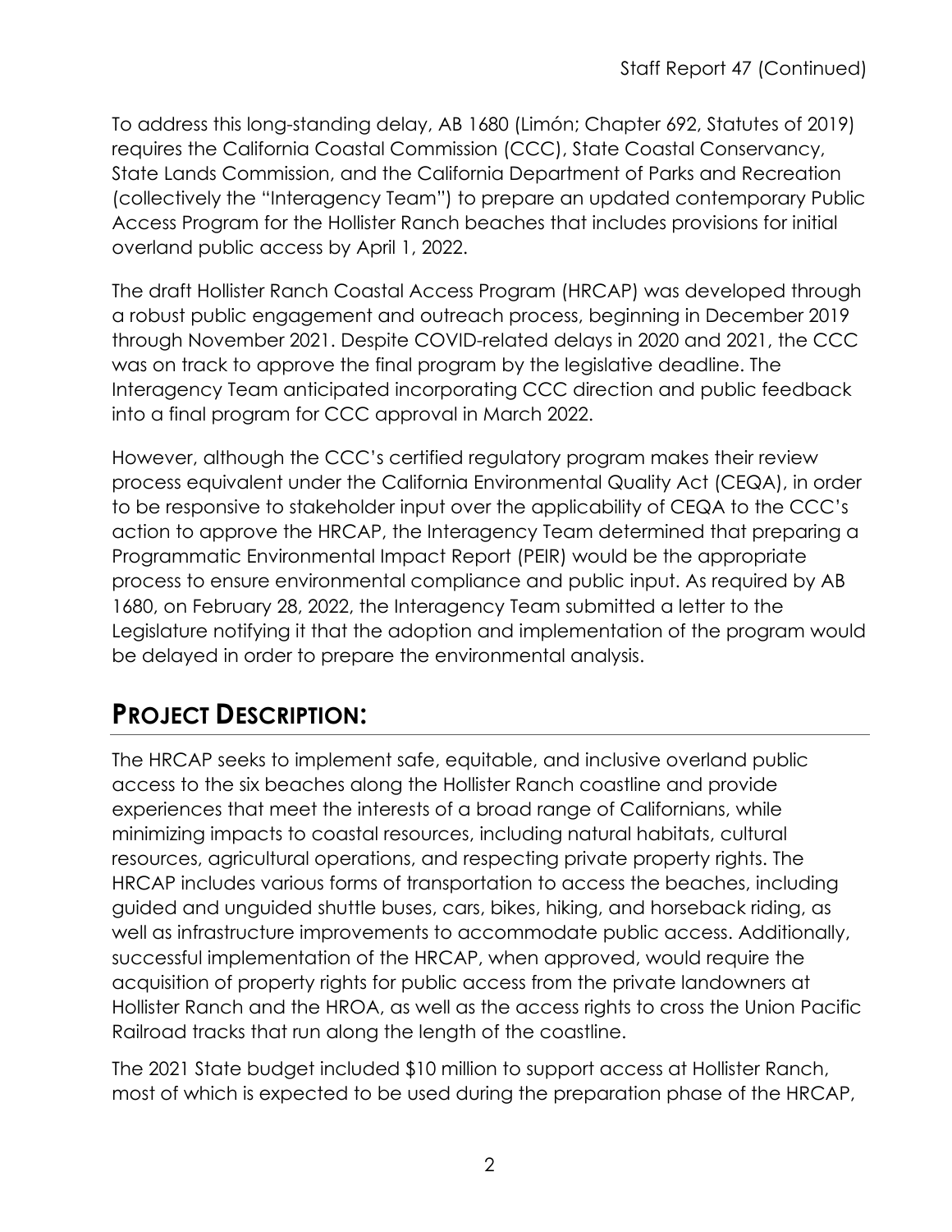To address this long-standing delay, AB 1680 (Limón; Chapter 692, Statutes of 2019) requires the California Coastal Commission (CCC), State Coastal Conservancy, State Lands Commission, and the California Department of Parks and Recreation (collectively the "Interagency Team") to prepare an updated contemporary Public Access Program for the Hollister Ranch beaches that includes provisions for initial overland public access by April 1, 2022.

The draft Hollister Ranch Coastal Access Program (HRCAP) was developed through a robust public engagement and outreach process, beginning in December 2019 through November 2021. Despite COVID-related delays in 2020 and 2021, the CCC was on track to approve the final program by the legislative deadline. The Interagency Team anticipated incorporating CCC direction and public feedback into a final program for CCC approval in March 2022.

However, although the CCC's certified regulatory program makes their review process equivalent under the California Environmental Quality Act (CEQA), in order to be responsive to stakeholder input over the applicability of CEQA to the CCC's action to approve the HRCAP, the Interagency Team determined that preparing a Programmatic Environmental Impact Report (PEIR) would be the appropriate process to ensure environmental compliance and public input. As required by AB 1680, on February 28, 2022, the Interagency Team submitted a letter to the Legislature notifying it that the adoption and implementation of the program would be delayed in order to prepare the environmental analysis.

## PROJECT DESCRIPTION:

The HRCAP seeks to implement safe, equitable, and inclusive overland public access to the six beaches along the Hollister Ranch coastline and provide experiences that meet the interests of a broad range of Californians, while minimizing impacts to coastal resources, including natural habitats, cultural resources, agricultural operations, and respecting private property rights. The HRCAP includes various forms of transportation to access the beaches, including guided and unguided shuttle buses, cars, bikes, hiking, and horseback riding, as well as infrastructure improvements to accommodate public access. Additionally, successful implementation of the HRCAP, when approved, would require the acquisition of property rights for public access from the private landowners at Hollister Ranch and the HROA, as well as the access rights to cross the Union Pacific Railroad tracks that run along the length of the coastline.

The 2021 State budget included $10 million to support access at Hollister Ranch, most of which is expected to be used during the preparation phase of the HRCAP,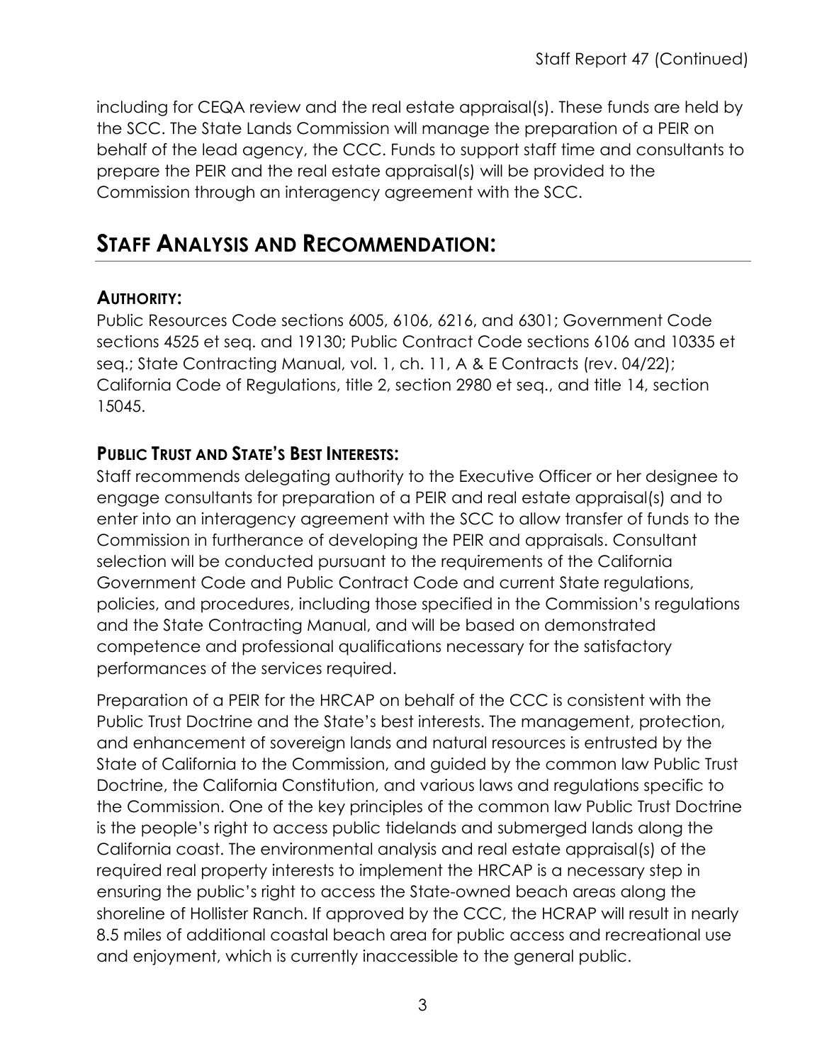including for CEQA review and the real estate appraisal(s). These funds are held by the SCC. The State Lands Commission will manage the preparation of a PEIR on behalf of the lead agency, the CCC. Funds to support staff time and consultants to prepare the PEIR and the real estate appraisal(s) will be provided to the Commission through an interagency agreement with the SCC.

## STAFF ANALYSIS AND RECOMMENDATION:

### AUTHORITY:

Public Resources Code sections 6005, 6106, 6216, and 6301; Government Code sections 4525 et seq. and 19130; Public Contract Code sections 6106 and 10335 et seq.; State Contracting Manual, vol. 1, ch. 11, A & E Contracts (rev. 04/22); California Code of Regulations, title 2, section 2980 et seq., and title 14, section 15045.

### PUBLIC TRUST AND STATE'S BEST INTERESTS:

Staff recommends delegating authority to the Executive Officer or her designee to engage consultants for preparation of a PEIR and real estate appraisal(s) and to enter into an interagency agreement with the SCC to allow transfer of funds to the Commission in furtherance of developing the PEIR and appraisals. Consultant selection will be conducted pursuant to the requirements of the California Government Code and Public Contract Code and current State regulations, policies, and procedures, including those specified in the Commission's regulations and the State Contracting Manual, and will be based on demonstrated competence and professional qualifications necessary for the satisfactory performances of the services required.

Preparation of a PEIR for the HRCAP on behalf of the CCC is consistent with the Public Trust Doctrine and the State's best interests. The management, protection, and enhancement of sovereign lands and natural resources is entrusted by the State of California to the Commission, and guided by the common law Public Trust Doctrine, the California Constitution, and various laws and regulations specific to the Commission. One of the key principles of the common law Public Trust Doctrine is the people's right to access public tidelands and submerged lands along the California coast. The environmental analysis and real estate appraisal(s) of the required real property interests to implement the HRCAP is a necessary step in ensuring the public's right to access the State-owned beach areas along the shoreline of Hollister Ranch. If approved by the CCC, the HCRAP will result in nearly 8.5 miles of additional coastal beach area for public access and recreational use and enjoyment, which is currently inaccessible to the general public.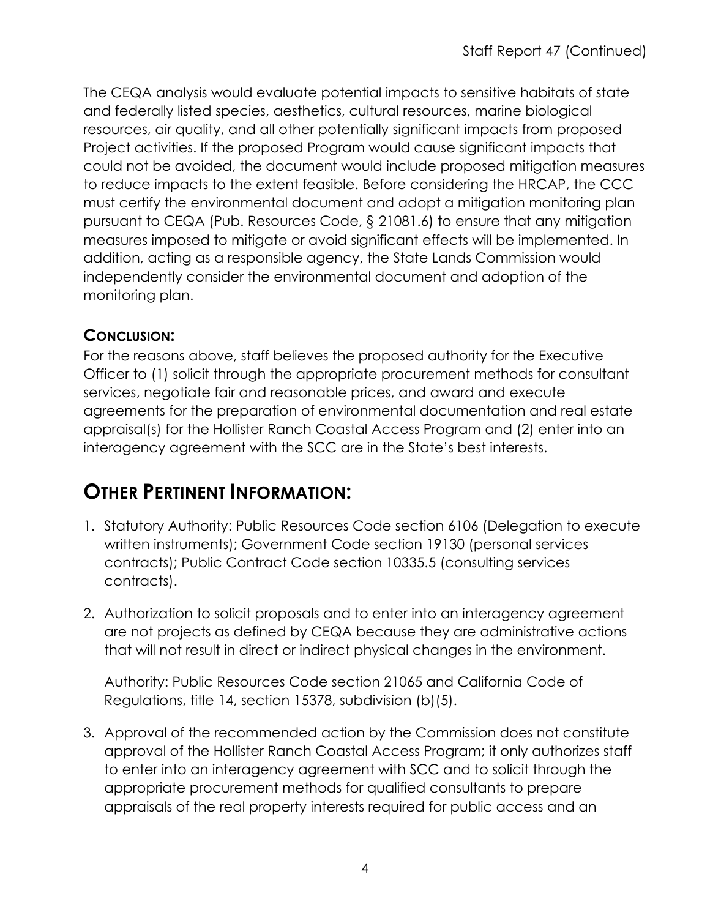The CEQA analysis would evaluate potential impacts to sensitive habitats of state and federally listed species, aesthetics, cultural resources, marine biological resources, air quality, and all other potentially significant impacts from proposed Project activities. If the proposed Program would cause significant impacts that could not be avoided, the document would include proposed mitigation measures to reduce impacts to the extent feasible. Before considering the HRCAP, the CCC must certify the environmental document and adopt a mitigation monitoring plan pursuant to CEQA (Pub. Resources Code, § 21081.6) to ensure that any mitigation measures imposed to mitigate or avoid significant effects will be implemented. In addition, acting as a responsible agency, the State Lands Commission would independently consider the environmental document and adoption of the monitoring plan.

### **CONCLUSION:**

For the reasons above, staff believes the proposed authority for the Executive Officer to (1) solicit through the appropriate procurement methods for consultant services, negotiate fair and reasonable prices, and award and execute agreements for the preparation of environmental documentation and real estate appraisal(s) for the Hollister Ranch Coastal Access Program and (2) enter into an interagency agreement with the SCC are in the State's best interests.

## **OTHER PERTINENT INFORMATION:**

1. Statutory Authority: Public Resources Code section 6106 (Delegation to execute written instruments); Government Code section 19130 (personal services contracts); Public Contract Code section 10335.5 (consulting services contracts).

2. Authorization to solicit proposals and to enter into an interagency agreement are not projects as defined by CEQA because they are administrative actions that will not result in direct or indirect physical changes in the environment.

   Authority: Public Resources Code section 21065 and California Code of Regulations, title 14, section 15378, subdivision (b)(5).

3. Approval of the recommended action by the Commission does not constitute approval of the Hollister Ranch Coastal Access Program; it only authorizes staff to enter into an interagency agreement with SCC and to solicit through the appropriate procurement methods for qualified consultants to prepare appraisals of the real property interests required for public access and an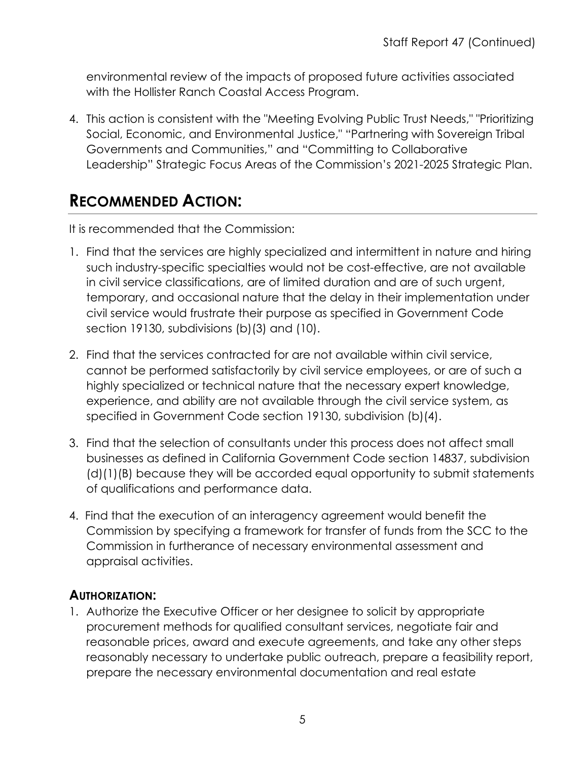environmental review of the impacts of proposed future activities associated with the Hollister Ranch Coastal Access Program.

4. This action is consistent with the "Meeting Evolving Public Trust Needs," "Prioritizing Social, Economic, and Environmental Justice," "Partnering with Sovereign Tribal Governments and Communities," and "Committing to Collaborative Leadership" Strategic Focus Areas of the Commission's 2021-2025 Strategic Plan.

## RECOMMENDED ACTION:

It is recommended that the Commission:

1. Find that the services are highly specialized and intermittent in nature and hiring such industry-specific specialties would not be cost-effective, are not available in civil service classifications, are of limited duration and are of such urgent, temporary, and occasional nature that the delay in their implementation under civil service would frustrate their purpose as specified in Government Code section 19130, subdivisions (b)(3) and (10).

2. Find that the services contracted for are not available within civil service, cannot be performed satisfactorily by civil service employees, or are of such a highly specialized or technical nature that the necessary expert knowledge, experience, and ability are not available through the civil service system, as specified in Government Code section 19130, subdivision (b)(4).

3. Find that the selection of consultants under this process does not affect small businesses as defined in California Government Code section 14837, subdivision (d)(1)(B) because they will be accorded equal opportunity to submit statements of qualifications and performance data.

4. Find that the execution of an interagency agreement would benefit the Commission by specifying a framework for transfer of funds from the SCC to the Commission in furtherance of necessary environmental assessment and appraisal activities.

### AUTHORIZATION:

1. Authorize the Executive Officer or her designee to solicit by appropriate procurement methods for qualified consultant services, negotiate fair and reasonable prices, award and execute agreements, and take any other steps reasonably necessary to undertake public outreach, prepare a feasibility report, prepare the necessary environmental documentation and real estate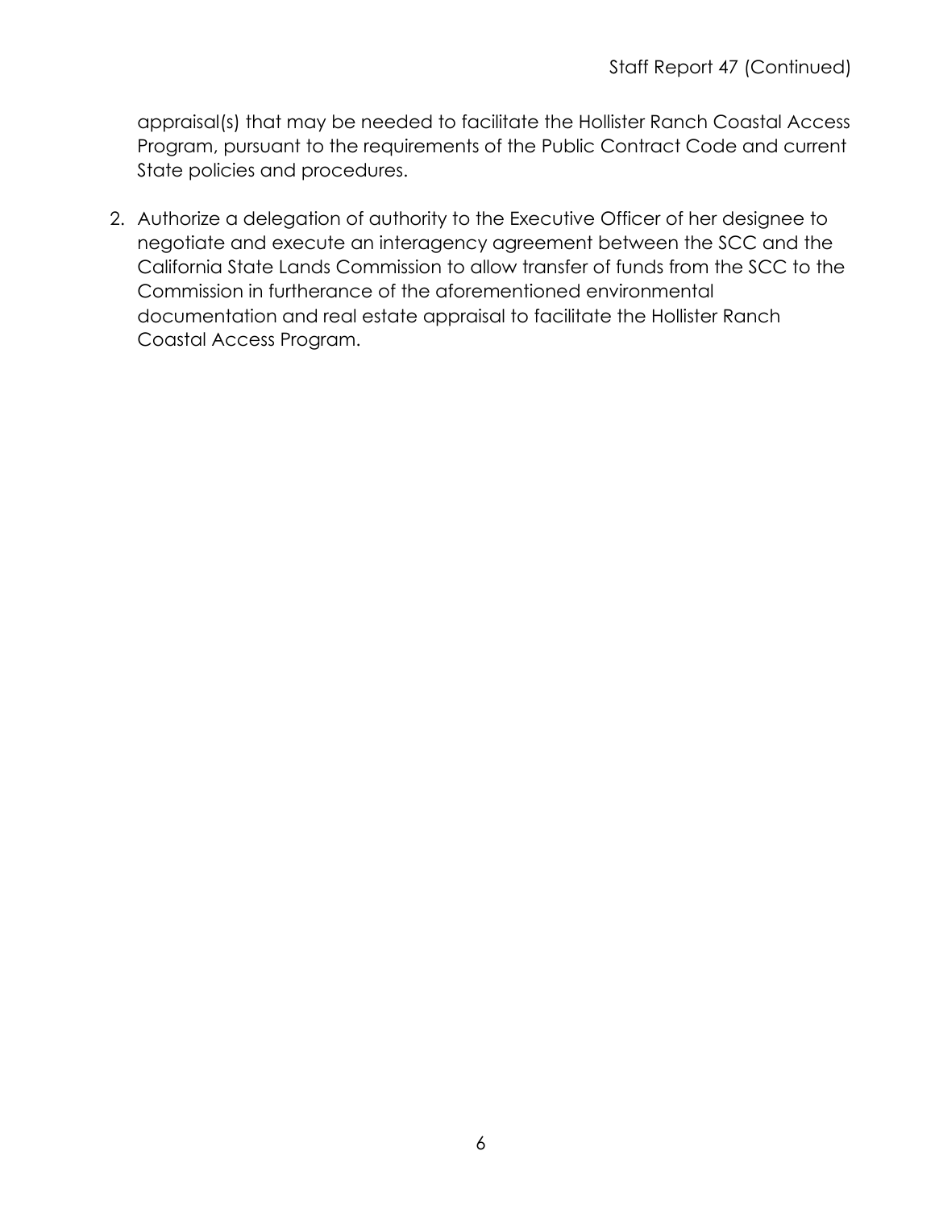appraisal(s) that may be needed to facilitate the Hollister Ranch Coastal Access Program, pursuant to the requirements of the Public Contract Code and current State policies and procedures.

2. Authorize a delegation of authority to the Executive Officer of her designee to negotiate and execute an interagency agreement between the SCC and the California State Lands Commission to allow transfer of funds from the SCC to the Commission in furtherance of the aforementioned environmental documentation and real estate appraisal to facilitate the Hollister Ranch Coastal Access Program.